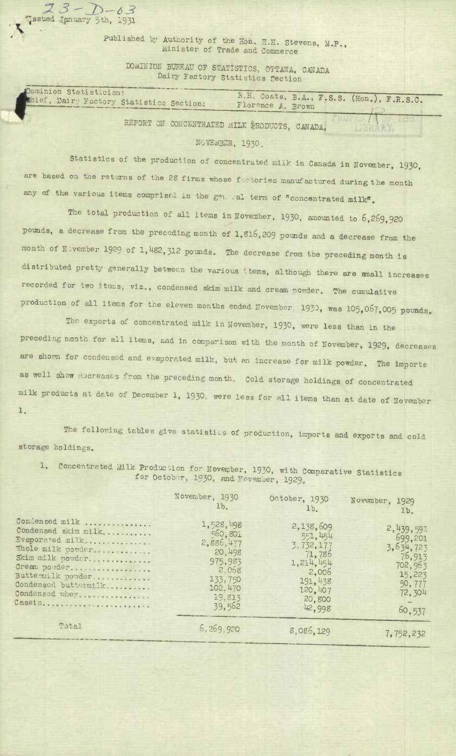23-D-63
Issued January 5th, 1931

Published by Authority of the Hon. H.H. Stevens, M.P.,
Minister of Trade and Commerce

DOMINION BUREAU OF STATISTICS, OTTAWA, CANADA
Dairy Factory Statistics Section

Dominion Statistician: R.H. Coats, B.A., F.S.S. (Hon.), F.R.S.C.
Chief, Dairy Factory Statistics Section: Florence A. Brown

# REPORT ON CONCENTRATED MILK PRODUCTS, CANADA, NOVEMBER, 1930.

Statistics of the production of concentrated milk in Canada in November, 1930, are based on the returns of the 28 firms whose factories manufactured during the month any of the various items comprised in the general term of "concentrated milk".

The total production of all items in November, 1930, amounted to 6,269,920 pounds, a decrease from the preceding month of 1,816,209 pounds and a decrease from the month of November 1929 of 1,482,312 pounds. The decrease from the preceding month is distributed pretty generally between the various items, although there are small increases recorded for two items, viz., condensed skim milk and cream powder. The cumulative production of all items for the eleven months ended November 1930, was 105,067,005 pounds.

The exports of concentrated milk in November, 1930, were less than in the preceding month for all items, and in comparison with the month of November, 1929, decreases are shown for condensed and evaporated milk, but an increase for milk powder. The imports as well show decreases from the preceding month. Cold storage holdings of concentrated milk products at date of December 1, 1930, were less for all items than at date of November 1.

The following tables give statistics of production, imports and exports and cold storage holdings.

1. Concentrated Milk Production for November, 1930, with Comparative Statistics for October, 1930, and November, 1929.

| | November, 1930 lb. | October, 1930 lb. | November, 1929 lb. |
|---|---|---|---|
| Condensed milk | 1,528,498 | 2,138,609 | 2,439,591 |
| Condensed skim milk | 560,801 | 551,454 | 699,201 |
| Evaporated milk | 2,886,477 | 3,732,177 | 3,634,723 |
| Whole milk powder | 20,498 | 71,786 | 76,913 |
| Skim milk powder | 975,983 | 1,214,454 | 702,963 |
| Cream powder | 2,068 | 2,006 | 15,223 |
| Buttermilk powder | 133,750 | 191,438 | 50,777 |
| Condensed buttermilk | 102,470 | 120,407 | 72,304 |
| Condensed whey | 19,813 | 20,800 | - |
| Casein | 39,562 | 42,998 | 60,537 |
| Total | 6,269,920 | 8,086,129 | 7,752,232 |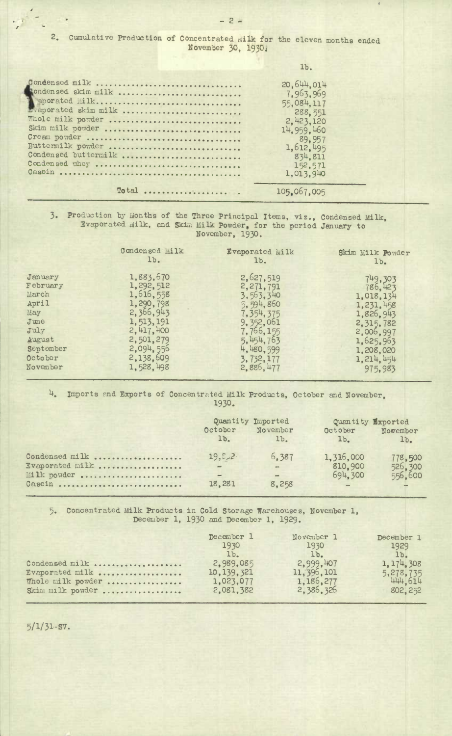2. Cumulative Production of Concentrated Milk for the eleven months ended November 30, 1930.

| | lb. |
|---|---|
| Condensed milk | 20,644,014 |
| Condensed skim milk | 7,963,969 |
| Evaporated milk | 55,084,117 |
| Evaporated skim milk | 288,551 |
| Whole milk powder | 2,423,120 |
| Skim milk powder | 14,959,460 |
| Cream powder | 89,957 |
| Buttermilk powder | 1,612,495 |
| Condensed buttermilk | 834,811 |
| Condensed whey | 152,571 |
| Casein | 1,013,940 |
| Total | 105,067,005 |

3. Production by Months of the Three Principal Items, viz., Condensed Milk, Evaporated Milk, and Skim Milk Powder, for the period January to November, 1930.

| | Condensed Milk lb. | Evaporated Milk lb. | Skim Milk Powder lb. |
|---|---|---|---|
| January | 1,883,670 | 2,627,519 | 749,303 |
| February | 1,292,512 | 2,271,791 | 786,423 |
| March | 1,616,558 | 3,563,340 | 1,018,134 |
| April | 1,290,798 | 5,594,860 | 1,231,458 |
| May | 2,366,943 | 7,354,375 | 1,826,943 |
| June | 1,513,191 | 9,352,061 | 2,315,782 |
| July | 2,417,400 | 7,766,155 | 2,006,997 |
| August | 2,501,279 | 5,454,763 | 1,625,963 |
| September | 2,094,556 | 4,480,599 | 1,208,020 |
| October | 2,138,609 | 3,732,177 | 1,214,454 |
| November | 1,528,498 | 2,886,477 | 975,983 |

4. Imports and Exports of Concentrated Milk Products, October and November, 1930.

| | Quantity Imported | | Quantity Exported | |
|---|---|---|---|---|
| | October lb. | November lb. | October lb. | November lb. |
| Condensed milk | 19,5?2 | 6,387 | 1,316,000 | 778,500 |
| Evaporated milk | - | - | 810,900 | 526,300 |
| Milk powder | - | - | 694,300 | 556,600 |
| Casein | 18,281 | 8,258 | - | - |

5. Concentrated Milk Products in Cold Storage Warehouses, November 1, December 1, 1930 and December 1, 1929.

| | December 1 1930 lb. | November 1 1930 lb. | December 1 1929 lb. |
|---|---|---|---|
| Condensed milk | 2,989,085 | 2,999,407 | 1,174,308 |
| Evaporated milk | 10,139,321 | 11,396,101 | 5,278,735 |
| Whole milk powder | 1,023,077 | 1,186,277 | 444,614 |
| Skim milk powder | 2,081,382 | 2,386,326 | 802,252 |

5/1/31-SV.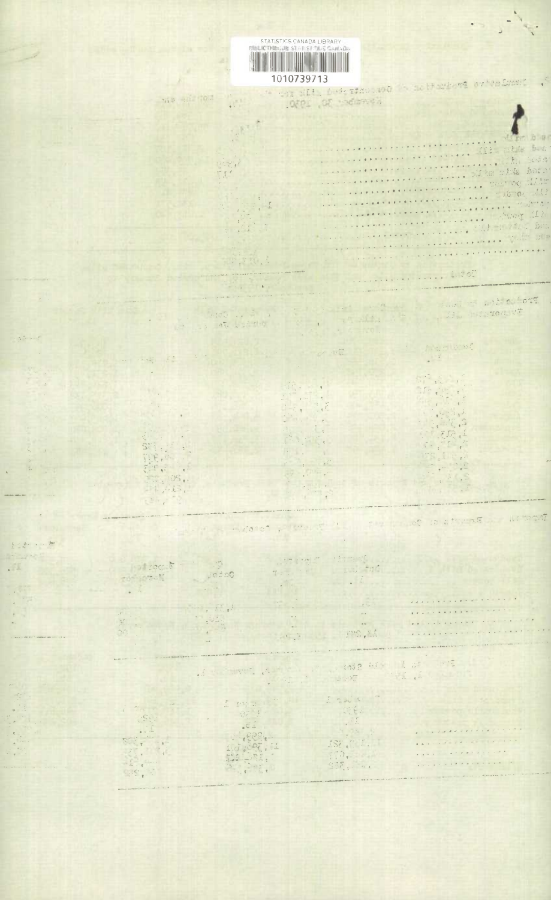STATISTICS CANADA LIBRARY
BIBLIOTHÈQUE STATISTIQUE CANADA

1010739713